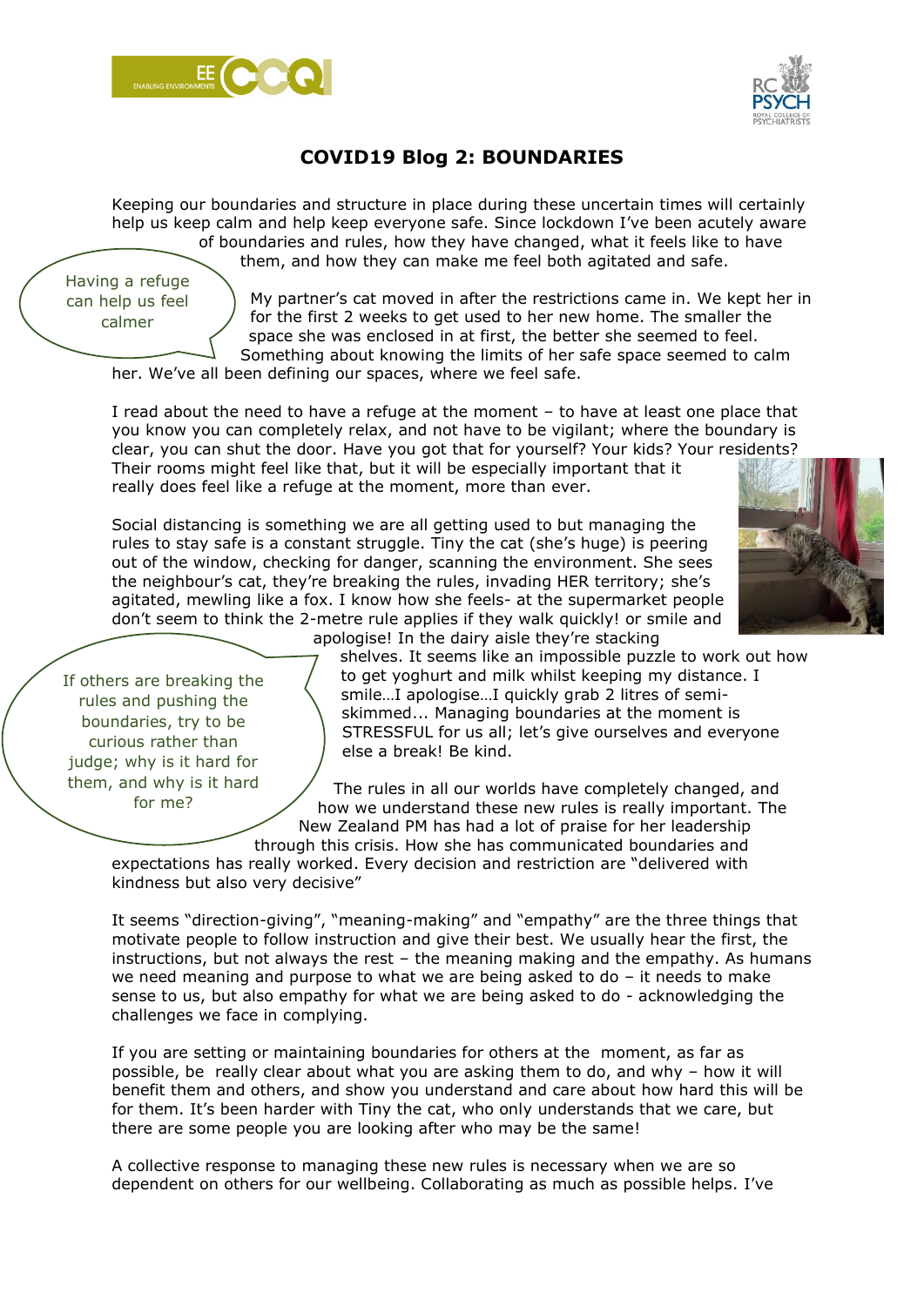# COVID19 Blog 2: BOUNDARIES

Keeping our boundaries and structure in place during these uncertain times will certainly help us keep calm and help keep everyone safe. Since lockdown I've been acutely aware of boundaries and rules, how they have changed, what it feels like to have them, and how they can make me feel both agitated and safe.

> Having a refuge can help us feel calmer

My partner's cat moved in after the restrictions came in. We kept her in for the first 2 weeks to get used to her new home. The smaller the space she was enclosed in at first, the better she seemed to feel. Something about knowing the limits of her safe space seemed to calm her. We've all been defining our spaces, where we feel safe.

I read about the need to have a refuge at the moment – to have at least one place that you know you can completely relax, and not have to be vigilant; where the boundary is clear, you can shut the door. Have you got that for yourself? Your kids? Your residents? Their rooms might feel like that, but it will be especially important that it really does feel like a refuge at the moment, more than ever.

Social distancing is something we are all getting used to but managing the rules to stay safe is a constant struggle. Tiny the cat (she's huge) is peering out of the window, checking for danger, scanning the environment. She sees the neighbour's cat, they're breaking the rules, invading HER territory; she's agitated, mewling like a fox. I know how she feels- at the supermarket people don't seem to think the 2-metre rule applies if they walk quickly! or smile and apologise! In the dairy aisle they're stacking shelves. It seems like an impossible puzzle to work out how to get yoghurt and milk whilst keeping my distance. I smile…I apologise…I quickly grab 2 litres of semi-skimmed... Managing boundaries at the moment is STRESSFUL for us all; let's give ourselves and everyone else a break! Be kind.

> If others are breaking the rules and pushing the boundaries, try to be curious rather than judge; why is it hard for them, and why is it hard for me?

The rules in all our worlds have completely changed, and how we understand these new rules is really important. The New Zealand PM has had a lot of praise for her leadership through this crisis. How she has communicated boundaries and expectations has really worked. Every decision and restriction are "delivered with kindness but also very decisive"

It seems "direction-giving", "meaning-making" and "empathy" are the three things that motivate people to follow instruction and give their best. We usually hear the first, the instructions, but not always the rest – the meaning making and the empathy. As humans we need meaning and purpose to what we are being asked to do – it needs to make sense to us, but also empathy for what we are being asked to do - acknowledging the challenges we face in complying.

If you are setting or maintaining boundaries for others at the moment, as far as possible, be really clear about what you are asking them to do, and why – how it will benefit them and others, and show you understand and care about how hard this will be for them. It's been harder with Tiny the cat, who only understands that we care, but there are some people you are looking after who may be the same!

A collective response to managing these new rules is necessary when we are so dependent on others for our wellbeing. Collaborating as much as possible helps. I've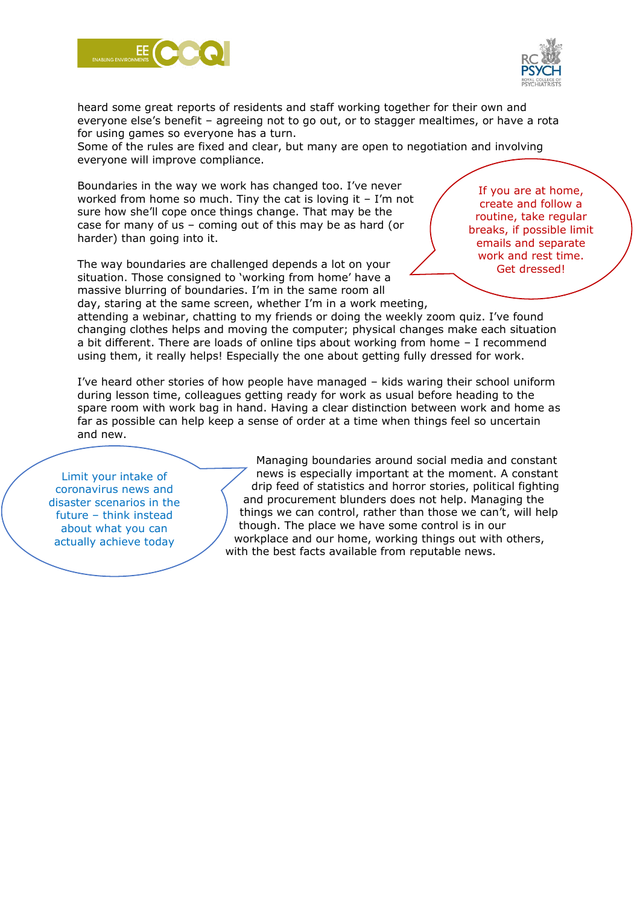heard some great reports of residents and staff working together for their own and everyone else's benefit – agreeing not to go out, or to stagger mealtimes, or have a rota for using games so everyone has a turn.
Some of the rules are fixed and clear, but many are open to negotiation and involving everyone will improve compliance.

Boundaries in the way we work has changed too. I've never worked from home so much. Tiny the cat is loving it – I'm not sure how she'll cope once things change. That may be the case for many of us – coming out of this may be as hard (or harder) than going into it.

> If you are at home, create and follow a routine, take regular breaks, if possible limit emails and separate work and rest time. Get dressed!

The way boundaries are challenged depends a lot on your situation. Those consigned to 'working from home' have a massive blurring of boundaries. I'm in the same room all day, staring at the same screen, whether I'm in a work meeting, attending a webinar, chatting to my friends or doing the weekly zoom quiz. I've found changing clothes helps and moving the computer; physical changes make each situation a bit different. There are loads of online tips about working from home – I recommend using them, it really helps! Especially the one about getting fully dressed for work.

I've heard other stories of how people have managed – kids waring their school uniform during lesson time, colleagues getting ready for work as usual before heading to the spare room with work bag in hand. Having a clear distinction between work and home as far as possible can help keep a sense of order at a time when things feel so uncertain and new.

> Limit your intake of coronavirus news and disaster scenarios in the future – think instead about what you can actually achieve today

Managing boundaries around social media and constant news is especially important at the moment. A constant drip feed of statistics and horror stories, political fighting and procurement blunders does not help. Managing the things we can control, rather than those we can't, will help though. The place we have some control is in our workplace and our home, working things out with others, with the best facts available from reputable news.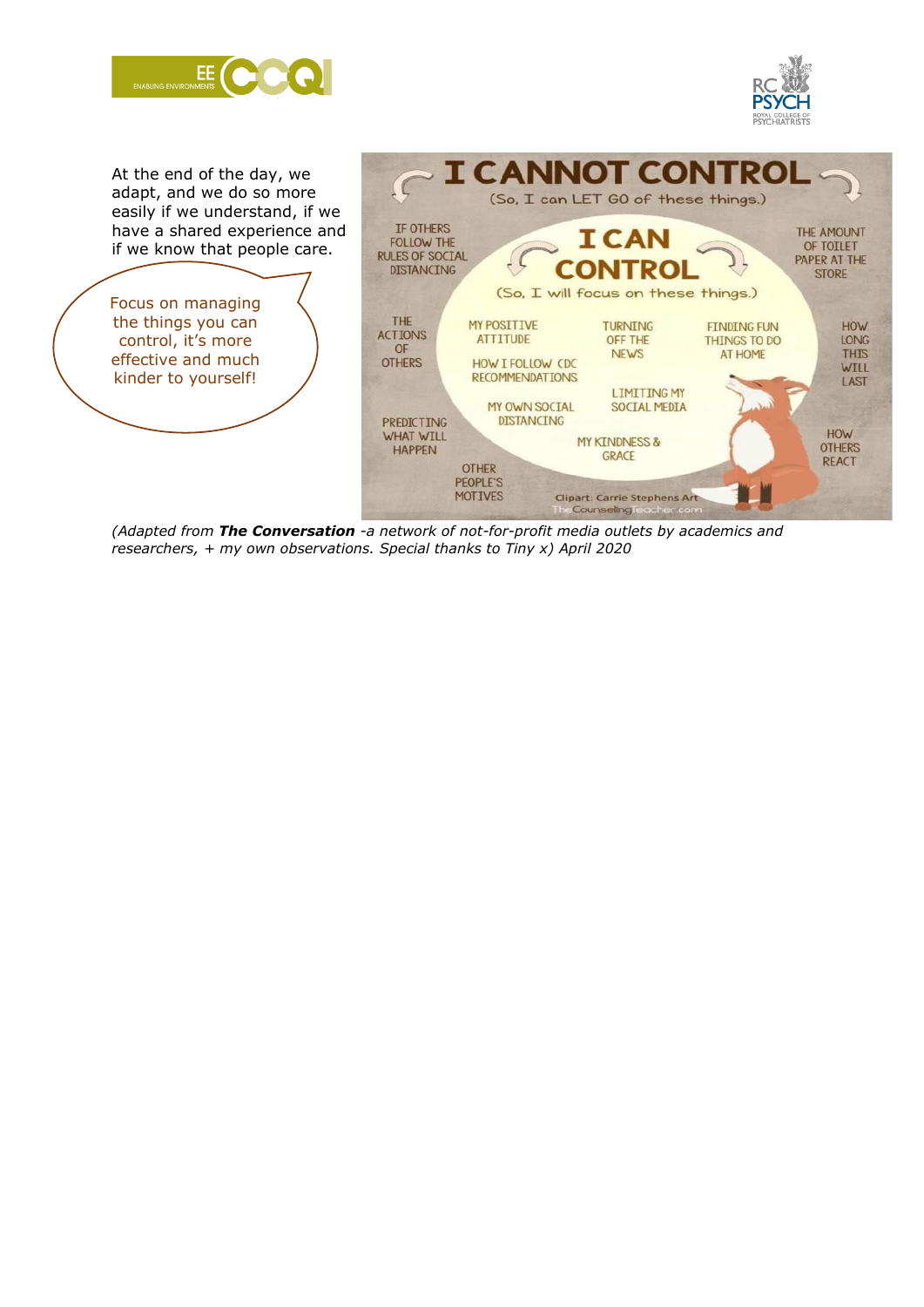At the end of the day, we adapt, and we do so more easily if we understand, if we have a shared experience and if we know that people care.

Focus on managing the things you can control, it's more effective and much kinder to yourself!

I CANNOT CONTROL

(So, I can LET GO of these things.)

IF OTHERS FOLLOW THE RULES OF SOCIAL DISTANCING

THE AMOUNT OF TOILET PAPER AT THE STORE

THE ACTIONS OF OTHERS

HOW LONG THIS WILL LAST

PREDICTING WHAT WILL HAPPEN

HOW OTHERS REACT

OTHER PEOPLE'S MOTIVES

I CAN CONTROL

(So, I will focus on these things.)

MY POSITIVE ATTITUDE

TURNING OFF THE NEWS

FINDING FUN THINGS TO DO AT HOME

HOW I FOLLOW CDC RECOMMENDATIONS

LIMITING MY SOCIAL MEDIA

MY OWN SOCIAL DISTANCING

MY KINDNESS & GRACE

Clipart: Carrie Stephens Art

TheCounselingTeacher.com

*(Adapted from **The Conversation** -a network of not-for-profit media outlets by academics and researchers, + my own observations. Special thanks to Tiny x) April 2020*